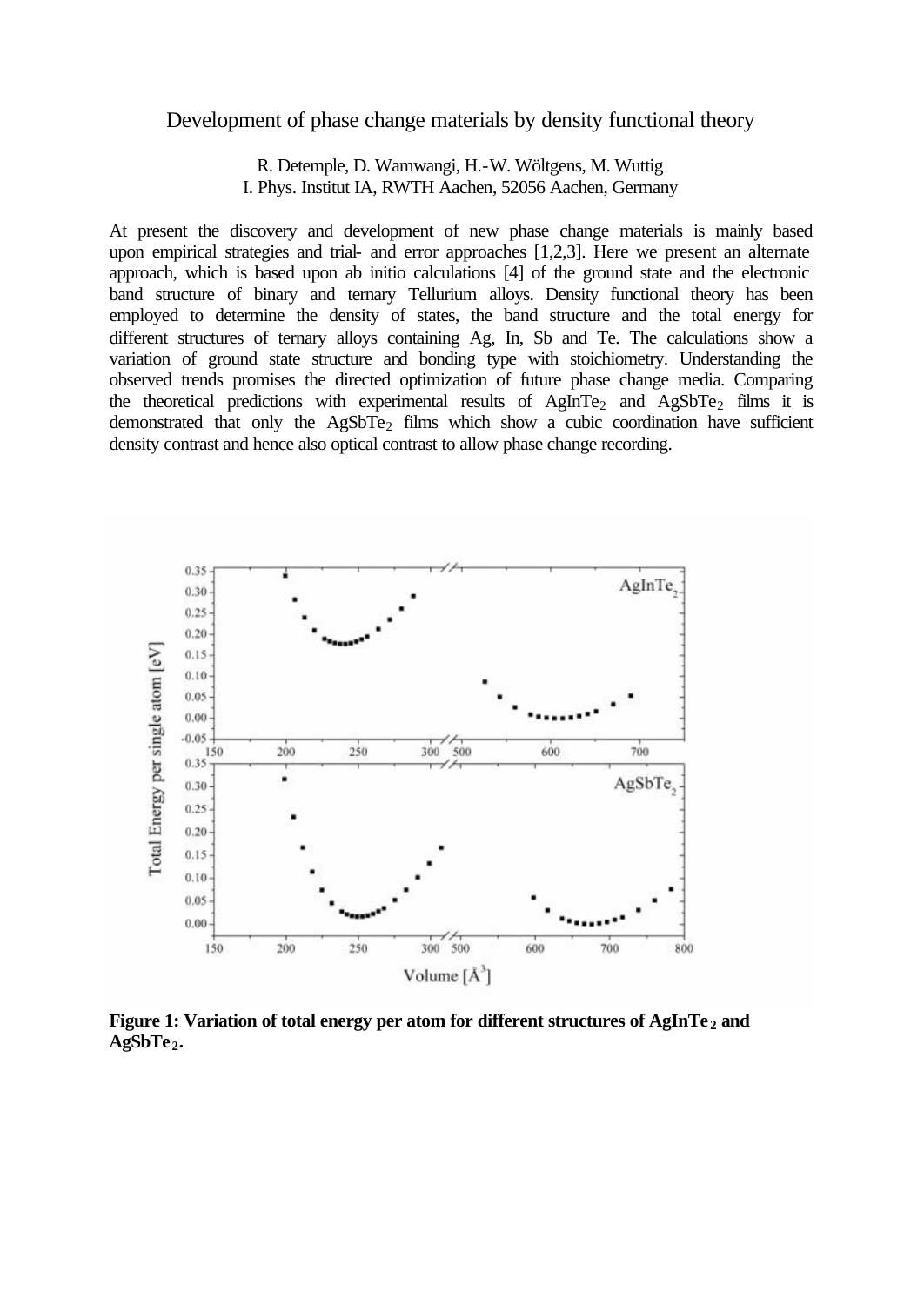# Development of phase change materials by density functional theory

R. Detemple, D. Wamwangi, H.-W. Wöltgens, M. Wuttig
I. Phys. Institut IA, RWTH Aachen, 52056 Aachen, Germany

At present the discovery and development of new phase change materials is mainly based upon empirical strategies and trial- and error approaches [1,2,3]. Here we present an alternate approach, which is based upon ab initio calculations [4] of the ground state and the electronic band structure of binary and ternary Tellurium alloys. Density functional theory has been employed to determine the density of states, the band structure and the total energy for different structures of ternary alloys containing Ag, In, Sb and Te. The calculations show a variation of ground state structure and bonding type with stoichiometry. Understanding the observed trends promises the directed optimization of future phase change media. Comparing the theoretical predictions with experimental results of $AgInTe_2$ and $AgSbTe_2$ films it is demonstrated that only the $AgSbTe_2$ films which show a cubic coordination have sufficient density contrast and hence also optical contrast to allow phase change recording.

**Figure 1: Variation of total energy per atom for different structures of $AgInTe_2$ and $AgSbTe_2$.**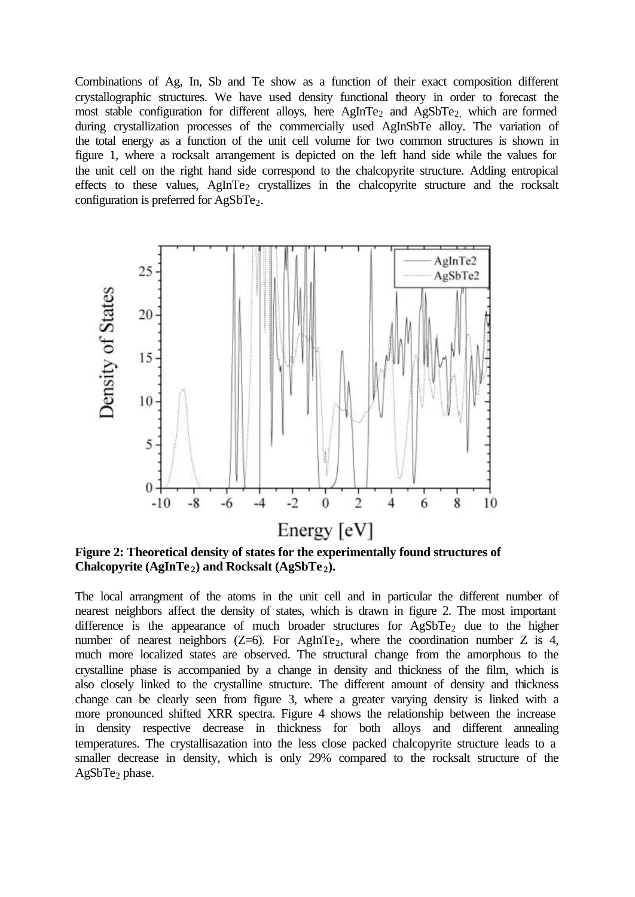Combinations of Ag, In, Sb and Te show as a function of their exact composition different crystallographic structures. We have used density functional theory in order to forecast the most stable configuration for different alloys, here $AgInTe_2$ and $AgSbTe_2$, which are formed during crystallization processes of the commercially used AgInSbTe alloy. The variation of the total energy as a function of the unit cell volume for two common structures is shown in figure 1, where a rocksalt arrangement is depicted on the left hand side while the values for the unit cell on the right hand side correspond to the chalcopyrite structure. Adding entropical effects to these values, $AgInTe_2$ crystallizes in the chalcopyrite structure and the rocksalt configuration is preferred for $AgSbTe_2$.

**Figure 2: Theoretical density of states for the experimentally found structures of Chalcopyrite ($AgInTe_2$) and Rocksalt ($AgSbTe_2$).**

The local arrangment of the atoms in the unit cell and in particular the different number of nearest neighbors affect the density of states, which is drawn in figure 2. The most important difference is the appearance of much broader structures for $AgSbTe_2$ due to the higher number of nearest neighbors (Z=6). For $AgInTe_2$, where the coordination number Z is 4, much more localized states are observed. The structural change from the amorphous to the crystalline phase is accompanied by a change in density and thickness of the film, which is also closely linked to the crystalline structure. The different amount of density and thickness change can be clearly seen from figure 3, where a greater varying density is linked with a more pronounced shifted XRR spectra. Figure 4 shows the relationship between the increase in density respective decrease in thickness for both alloys and different annealing temperatures. The crystallisazation into the less close packed chalcopyrite structure leads to a smaller decrease in density, which is only 29% compared to the rocksalt structure of the $AgSbTe_2$ phase.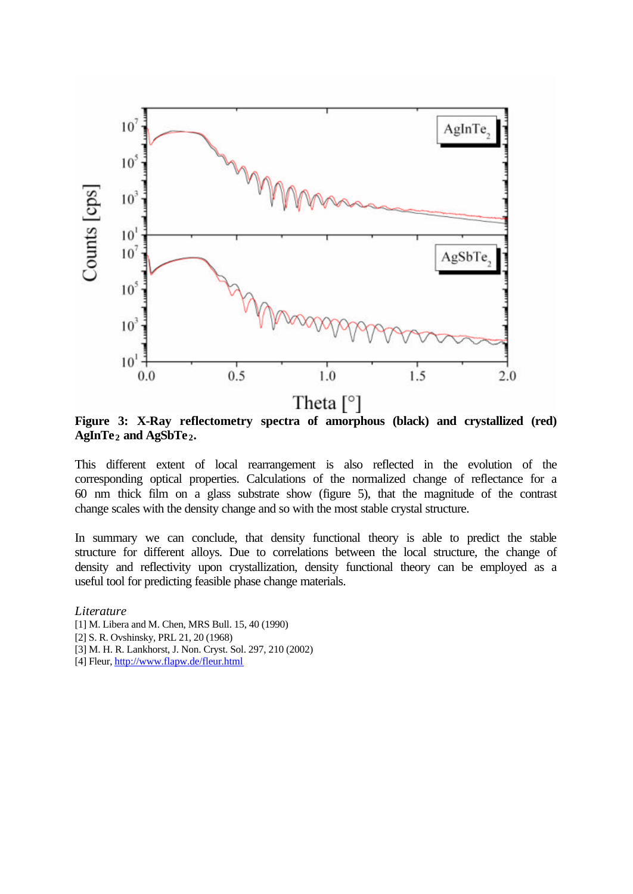**Figure 3: X-Ray reflectometry spectra of amorphous (black) and crystallized (red) $AgInTe_2$ and $AgSbTe_2$.**

This different extent of local rearrangement is also reflected in the evolution of the corresponding optical properties. Calculations of the normalized change of reflectance for a 60 nm thick film on a glass substrate show (figure 5), that the magnitude of the contrast change scales with the density change and so with the most stable crystal structure.

In summary we can conclude, that density functional theory is able to predict the stable structure for different alloys. Due to correlations between the local structure, the change of density and reflectivity upon crystallization, density functional theory can be employed as a useful tool for predicting feasible phase change materials.

*Literature*

[1] M. Libera and M. Chen, MRS Bull. 15, 40 (1990)
[2] S. R. Ovshinsky, PRL 21, 20 (1968)
[3] M. H. R. Lankhorst, J. Non. Cryst. Sol. 297, 210 (2002)
[4] Fleur, http://www.flapw.de/fleur.html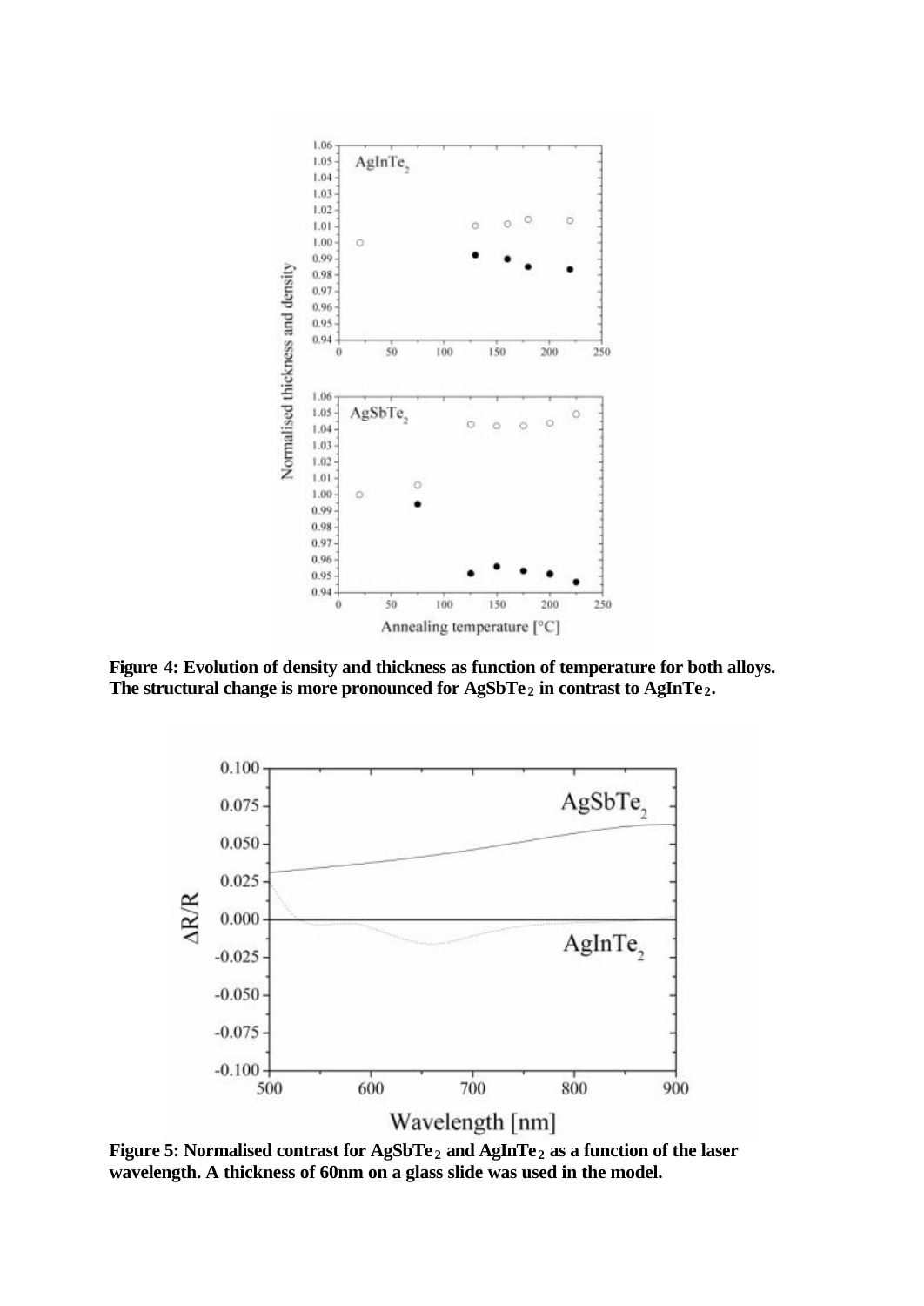AgInTe$_2$

Normalised thickness and density

AgSbTe$_2$

Annealing temperature [°C]

**Figure 4: Evolution of density and thickness as function of temperature for both alloys. The structural change is more pronounced for AgSbTe$_2$ in contrast to AgInTe$_2$.**

AgSbTe$_2$

AgInTe$_2$

ΔR/R

Wavelength [nm]

**Figure 5: Normalised contrast for AgSbTe$_2$ and AgInTe$_2$ as a function of the laser wavelength. A thickness of 60nm on a glass slide was used in the model.**